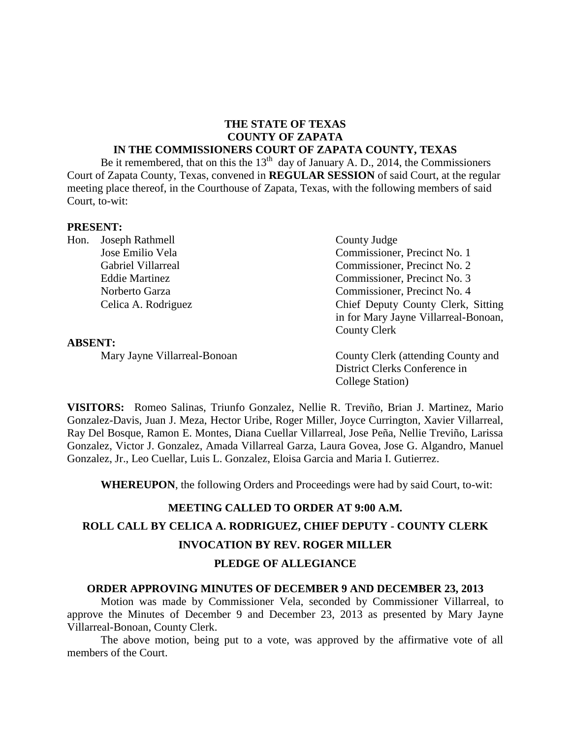**THE STATE OF TEXAS**
**COUNTY OF ZAPATA**
**IN THE COMMISSIONERS COURT OF ZAPATA COUNTY, TEXAS**

Be it remembered, that on this the 13th day of January A. D., 2014, the Commissioners Court of Zapata County, Texas, convened in **REGULAR SESSION** of said Court, at the regular meeting place thereof, in the Courthouse of Zapata, Texas, with the following members of said Court, to-wit:

**PRESENT:**

| | |
|---|---|
| Hon. Joseph Rathmell | County Judge |
| Jose Emilio Vela | Commissioner, Precinct No. 1 |
| Gabriel Villarreal | Commissioner, Precinct No. 2 |
| Eddie Martinez | Commissioner, Precinct No. 3 |
| Norberto Garza | Commissioner, Precinct No. 4 |
| Celica A. Rodriguez | Chief Deputy County Clerk, Sitting in for Mary Jayne Villarreal-Bonoan, County Clerk |

**ABSENT:**

| | |
|---|---|
| Mary Jayne Villarreal-Bonoan | County Clerk (attending County and District Clerks Conference in College Station) |

**VISITORS:** Romeo Salinas, Triunfo Gonzalez, Nellie R. Treviño, Brian J. Martinez, Mario Gonzalez-Davis, Juan J. Meza, Hector Uribe, Roger Miller, Joyce Currington, Xavier Villarreal, Ray Del Bosque, Ramon E. Montes, Diana Cuellar Villarreal, Jose Peña, Nellie Treviño, Larissa Gonzalez, Victor J. Gonzalez, Amada Villarreal Garza, Laura Govea, Jose G. Algandro, Manuel Gonzalez, Jr., Leo Cuellar, Luis L. Gonzalez, Eloisa Garcia and Maria I. Gutierrez.

**WHEREUPON**, the following Orders and Proceedings were had by said Court, to-wit:

**MEETING CALLED TO ORDER AT 9:00 A.M.**

**ROLL CALL BY CELICA A. RODRIGUEZ, CHIEF DEPUTY - COUNTY CLERK**

**INVOCATION BY REV. ROGER MILLER**

**PLEDGE OF ALLEGIANCE**

**ORDER APPROVING MINUTES OF DECEMBER 9 AND DECEMBER 23, 2013**

Motion was made by Commissioner Vela, seconded by Commissioner Villarreal, to approve the Minutes of December 9 and December 23, 2013 as presented by Mary Jayne Villarreal-Bonoan, County Clerk.

The above motion, being put to a vote, was approved by the affirmative vote of all members of the Court.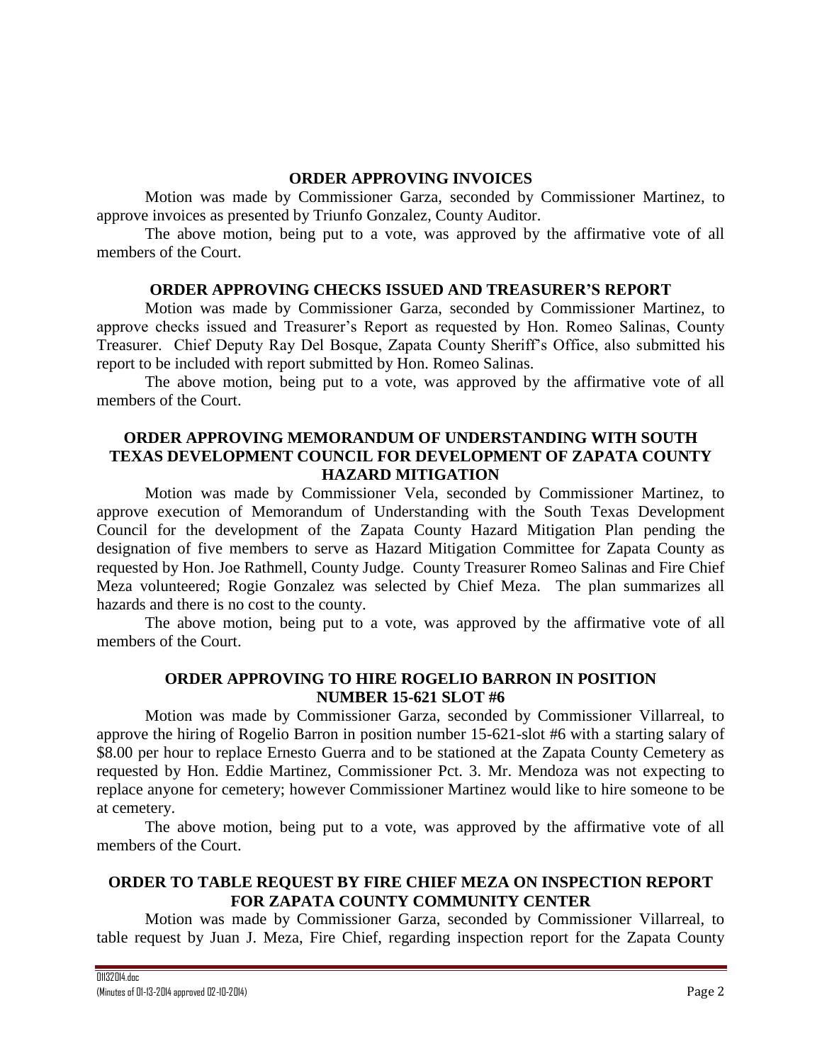**ORDER APPROVING INVOICES**

Motion was made by Commissioner Garza, seconded by Commissioner Martinez, to approve invoices as presented by Triunfo Gonzalez, County Auditor.

The above motion, being put to a vote, was approved by the affirmative vote of all members of the Court.

**ORDER APPROVING CHECKS ISSUED AND TREASURER'S REPORT**

Motion was made by Commissioner Garza, seconded by Commissioner Martinez, to approve checks issued and Treasurer's Report as requested by Hon. Romeo Salinas, County Treasurer. Chief Deputy Ray Del Bosque, Zapata County Sheriff's Office, also submitted his report to be included with report submitted by Hon. Romeo Salinas.

The above motion, being put to a vote, was approved by the affirmative vote of all members of the Court.

**ORDER APPROVING MEMORANDUM OF UNDERSTANDING WITH SOUTH TEXAS DEVELOPMENT COUNCIL FOR DEVELOPMENT OF ZAPATA COUNTY HAZARD MITIGATION**

Motion was made by Commissioner Vela, seconded by Commissioner Martinez, to approve execution of Memorandum of Understanding with the South Texas Development Council for the development of the Zapata County Hazard Mitigation Plan pending the designation of five members to serve as Hazard Mitigation Committee for Zapata County as requested by Hon. Joe Rathmell, County Judge. County Treasurer Romeo Salinas and Fire Chief Meza volunteered; Rogie Gonzalez was selected by Chief Meza. The plan summarizes all hazards and there is no cost to the county.

The above motion, being put to a vote, was approved by the affirmative vote of all members of the Court.

**ORDER APPROVING TO HIRE ROGELIO BARRON IN POSITION NUMBER 15-621 SLOT #6**

Motion was made by Commissioner Garza, seconded by Commissioner Villarreal, to approve the hiring of Rogelio Barron in position number 15-621-slot #6 with a starting salary of $8.00 per hour to replace Ernesto Guerra and to be stationed at the Zapata County Cemetery as requested by Hon. Eddie Martinez, Commissioner Pct. 3. Mr. Mendoza was not expecting to replace anyone for cemetery; however Commissioner Martinez would like to hire someone to be at cemetery.

The above motion, being put to a vote, was approved by the affirmative vote of all members of the Court.

**ORDER TO TABLE REQUEST BY FIRE CHIEF MEZA ON INSPECTION REPORT FOR ZAPATA COUNTY COMMUNITY CENTER**

Motion was made by Commissioner Garza, seconded by Commissioner Villarreal, to table request by Juan J. Meza, Fire Chief, regarding inspection report for the Zapata County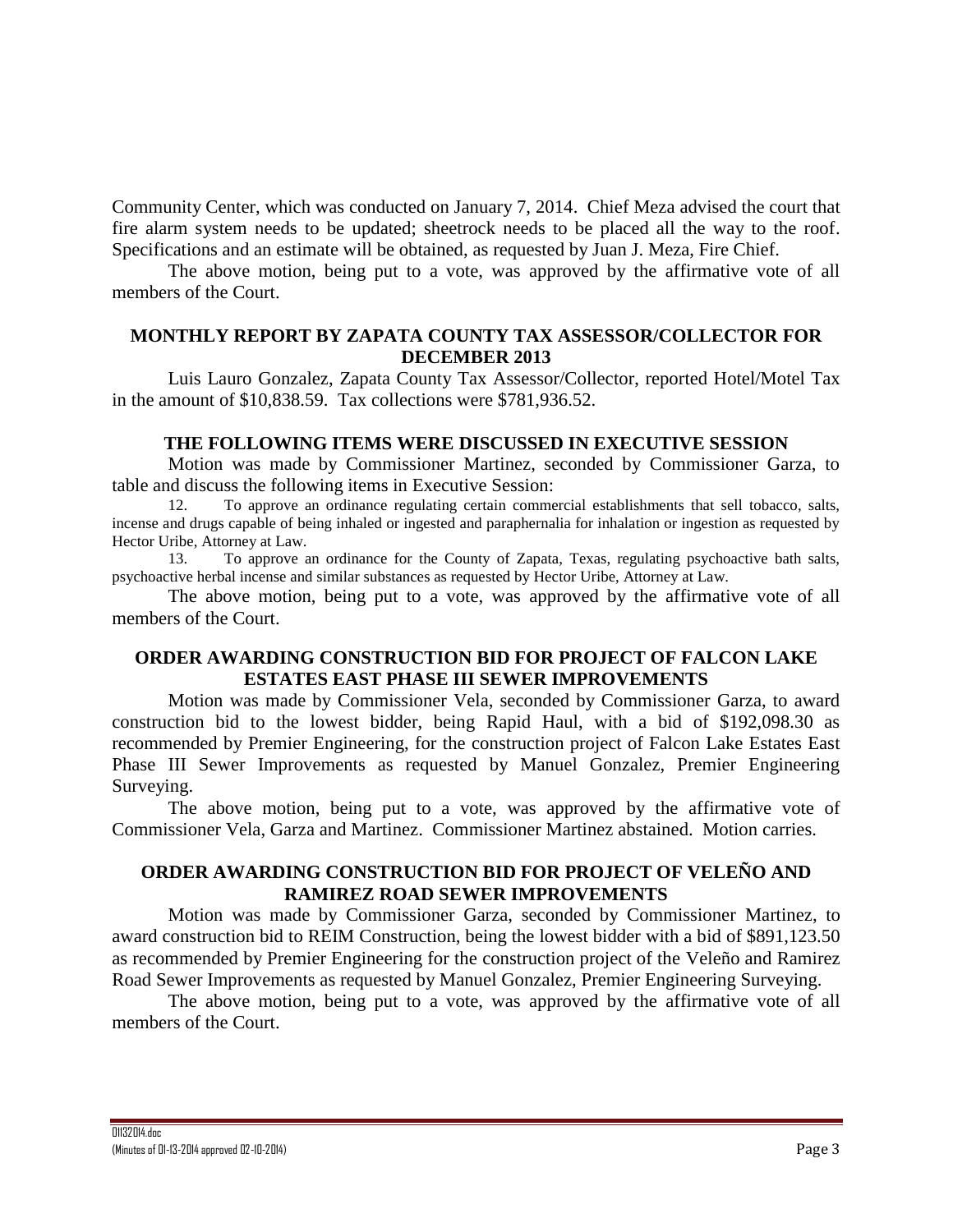Community Center, which was conducted on January 7, 2014. Chief Meza advised the court that fire alarm system needs to be updated; sheetrock needs to be placed all the way to the roof. Specifications and an estimate will be obtained, as requested by Juan J. Meza, Fire Chief.

The above motion, being put to a vote, was approved by the affirmative vote of all members of the Court.

**MONTHLY REPORT BY ZAPATA COUNTY TAX ASSESSOR/COLLECTOR FOR DECEMBER 2013**

Luis Lauro Gonzalez, Zapata County Tax Assessor/Collector, reported Hotel/Motel Tax in the amount of $10,838.59. Tax collections were $781,936.52.

**THE FOLLOWING ITEMS WERE DISCUSSED IN EXECUTIVE SESSION**

Motion was made by Commissioner Martinez, seconded by Commissioner Garza, to table and discuss the following items in Executive Session:

12. To approve an ordinance regulating certain commercial establishments that sell tobacco, salts, incense and drugs capable of being inhaled or ingested and paraphernalia for inhalation or ingestion as requested by Hector Uribe, Attorney at Law.
13. To approve an ordinance for the County of Zapata, Texas, regulating psychoactive bath salts, psychoactive herbal incense and similar substances as requested by Hector Uribe, Attorney at Law.

The above motion, being put to a vote, was approved by the affirmative vote of all members of the Court.

**ORDER AWARDING CONSTRUCTION BID FOR PROJECT OF FALCON LAKE ESTATES EAST PHASE III SEWER IMPROVEMENTS**

Motion was made by Commissioner Vela, seconded by Commissioner Garza, to award construction bid to the lowest bidder, being Rapid Haul, with a bid of $192,098.30 as recommended by Premier Engineering, for the construction project of Falcon Lake Estates East Phase III Sewer Improvements as requested by Manuel Gonzalez, Premier Engineering Surveying.

The above motion, being put to a vote, was approved by the affirmative vote of Commissioner Vela, Garza and Martinez. Commissioner Martinez abstained. Motion carries.

**ORDER AWARDING CONSTRUCTION BID FOR PROJECT OF VELEÑO AND RAMIREZ ROAD SEWER IMPROVEMENTS**

Motion was made by Commissioner Garza, seconded by Commissioner Martinez, to award construction bid to REIM Construction, being the lowest bidder with a bid of $891,123.50 as recommended by Premier Engineering for the construction project of the Veleño and Ramirez Road Sewer Improvements as requested by Manuel Gonzalez, Premier Engineering Surveying.

The above motion, being put to a vote, was approved by the affirmative vote of all members of the Court.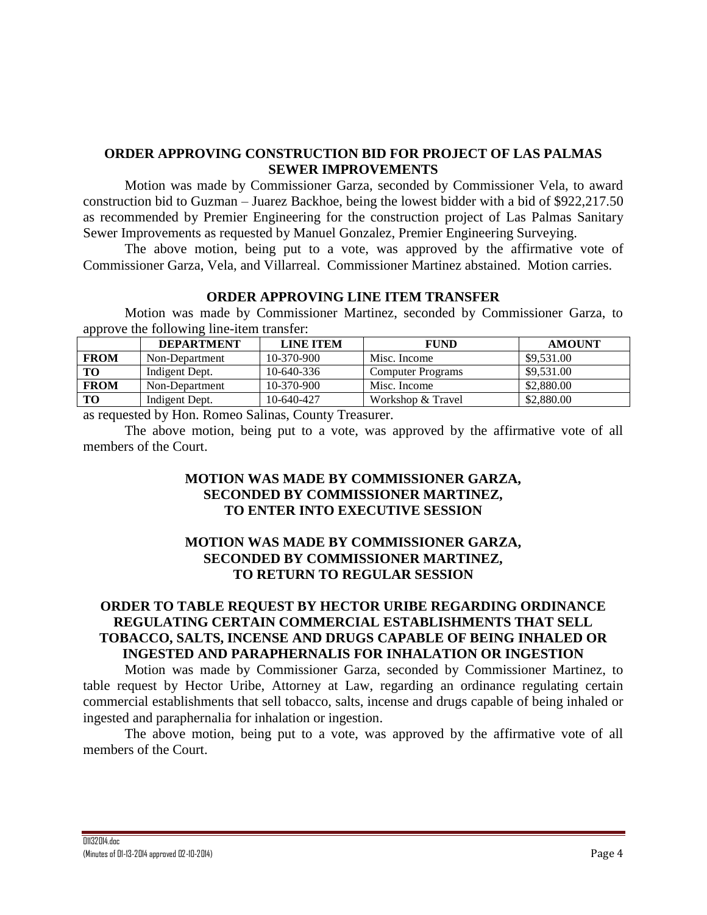**ORDER APPROVING CONSTRUCTION BID FOR PROJECT OF LAS PALMAS SEWER IMPROVEMENTS**

Motion was made by Commissioner Garza, seconded by Commissioner Vela, to award construction bid to Guzman – Juarez Backhoe, being the lowest bidder with a bid of $922,217.50 as recommended by Premier Engineering for the construction project of Las Palmas Sanitary Sewer Improvements as requested by Manuel Gonzalez, Premier Engineering Surveying.

The above motion, being put to a vote, was approved by the affirmative vote of Commissioner Garza, Vela, and Villarreal. Commissioner Martinez abstained. Motion carries.

**ORDER APPROVING LINE ITEM TRANSFER**

Motion was made by Commissioner Martinez, seconded by Commissioner Garza, to approve the following line-item transfer:

| | DEPARTMENT | LINE ITEM | FUND | AMOUNT |
|---|---|---|---|---|
| **FROM** | Non-Department | 10-370-900 | Misc. Income | $9,531.00 |
| **TO** | Indigent Dept. | 10-640-336 | Computer Programs | $9,531.00 |
| **FROM** | Non-Department | 10-370-900 | Misc. Income | $2,880.00 |
| **TO** | Indigent Dept. | 10-640-427 | Workshop & Travel | $2,880.00 |

as requested by Hon. Romeo Salinas, County Treasurer.

The above motion, being put to a vote, was approved by the affirmative vote of all members of the Court.

**MOTION WAS MADE BY COMMISSIONER GARZA, SECONDED BY COMMISSIONER MARTINEZ, TO ENTER INTO EXECUTIVE SESSION**

**MOTION WAS MADE BY COMMISSIONER GARZA, SECONDED BY COMMISSIONER MARTINEZ, TO RETURN TO REGULAR SESSION**

**ORDER TO TABLE REQUEST BY HECTOR URIBE REGARDING ORDINANCE REGULATING CERTAIN COMMERCIAL ESTABLISHMENTS THAT SELL TOBACCO, SALTS, INCENSE AND DRUGS CAPABLE OF BEING INHALED OR INGESTED AND PARAPHERNALIS FOR INHALATION OR INGESTION**

Motion was made by Commissioner Garza, seconded by Commissioner Martinez, to table request by Hector Uribe, Attorney at Law, regarding an ordinance regulating certain commercial establishments that sell tobacco, salts, incense and drugs capable of being inhaled or ingested and paraphernalia for inhalation or ingestion.

The above motion, being put to a vote, was approved by the affirmative vote of all members of the Court.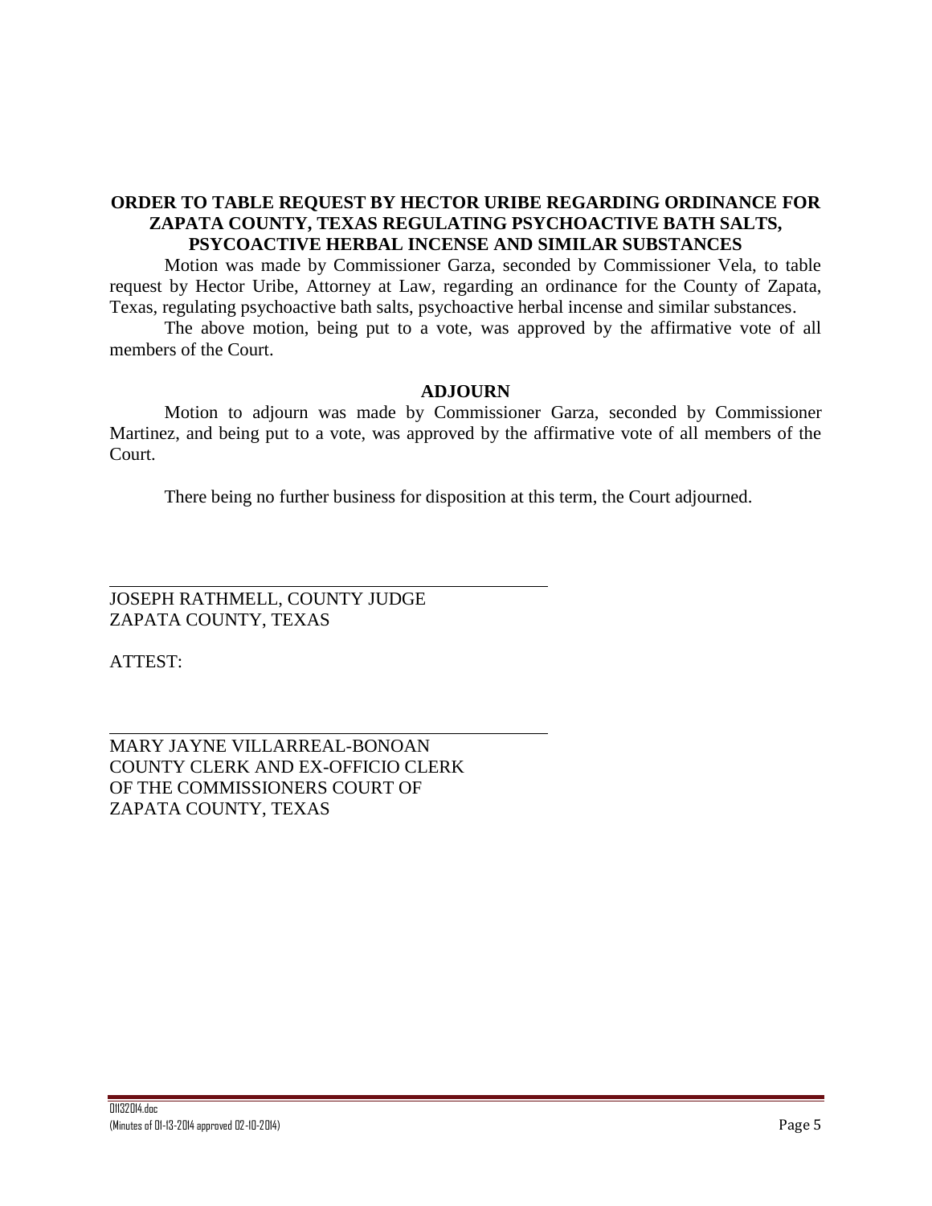**ORDER TO TABLE REQUEST BY HECTOR URIBE REGARDING ORDINANCE FOR ZAPATA COUNTY, TEXAS REGULATING PSYCHOACTIVE BATH SALTS, PSYCOACTIVE HERBAL INCENSE AND SIMILAR SUBSTANCES**

Motion was made by Commissioner Garza, seconded by Commissioner Vela, to table request by Hector Uribe, Attorney at Law, regarding an ordinance for the County of Zapata, Texas, regulating psychoactive bath salts, psychoactive herbal incense and similar substances.

The above motion, being put to a vote, was approved by the affirmative vote of all members of the Court.

**ADJOURN**

Motion to adjourn was made by Commissioner Garza, seconded by Commissioner Martinez, and being put to a vote, was approved by the affirmative vote of all members of the Court.

There being no further business for disposition at this term, the Court adjourned.

\_\_\_\_\_\_\_\_\_\_\_\_\_\_\_\_\_\_\_\_\_\_\_\_\_\_\_\_\_\_\_\_\_\_\_\_\_\_\_\_\_\_\_\_

JOSEPH RATHMELL, COUNTY JUDGE
ZAPATA COUNTY, TEXAS

ATTEST:

\_\_\_\_\_\_\_\_\_\_\_\_\_\_\_\_\_\_\_\_\_\_\_\_\_\_\_\_\_\_\_\_\_\_\_\_\_\_\_\_\_\_\_\_

MARY JAYNE VILLARREAL-BONOAN
COUNTY CLERK AND EX-OFFICIO CLERK
OF THE COMMISSIONERS COURT OF
ZAPATA COUNTY, TEXAS